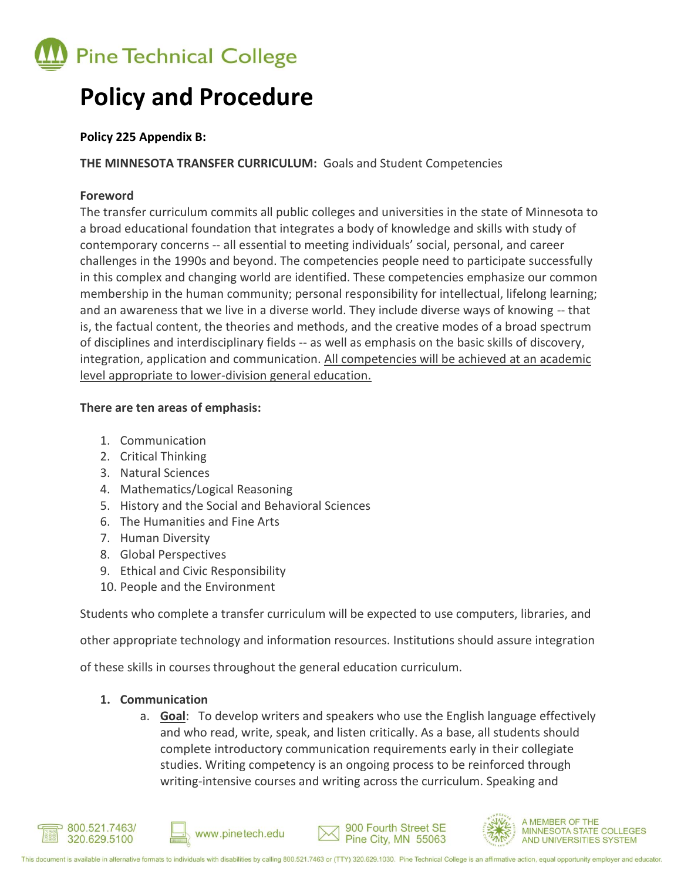Pine Technical College

# Policy and Procedure

**Policy 225 Appendix B:**

**THE MINNESOTA TRANSFER CURRICULUM:** Goals and Student Competencies

**Foreword**

The transfer curriculum commits all public colleges and universities in the state of Minnesota to a broad educational foundation that integrates a body of knowledge and skills with study of contemporary concerns -- all essential to meeting individuals' social, personal, and career challenges in the 1990s and beyond. The competencies people need to participate successfully in this complex and changing world are identified. These competencies emphasize our common membership in the human community; personal responsibility for intellectual, lifelong learning; and an awareness that we live in a diverse world. They include diverse ways of knowing -- that is, the factual content, the theories and methods, and the creative modes of a broad spectrum of disciplines and interdisciplinary fields -- as well as emphasis on the basic skills of discovery, integration, application and communication. <u>All competencies will be achieved at an academic level appropriate to lower-division general education.</u>

**There are ten areas of emphasis:**

1. Communication
2. Critical Thinking
3. Natural Sciences
4. Mathematics/Logical Reasoning
5. History and the Social and Behavioral Sciences
6. The Humanities and Fine Arts
7. Human Diversity
8. Global Perspectives
9. Ethical and Civic Responsibility
10. People and the Environment

Students who complete a transfer curriculum will be expected to use computers, libraries, and other appropriate technology and information resources. Institutions should assure integration of these skills in courses throughout the general education curriculum.

1. **Communication**
   a. **<u>Goal</u>**: To develop writers and speakers who use the English language effectively and who read, write, speak, and listen critically. As a base, all students should complete introductory communication requirements early in their collegiate studies. Writing competency is an ongoing process to be reinforced through writing-intensive courses and writing across the curriculum. Speaking and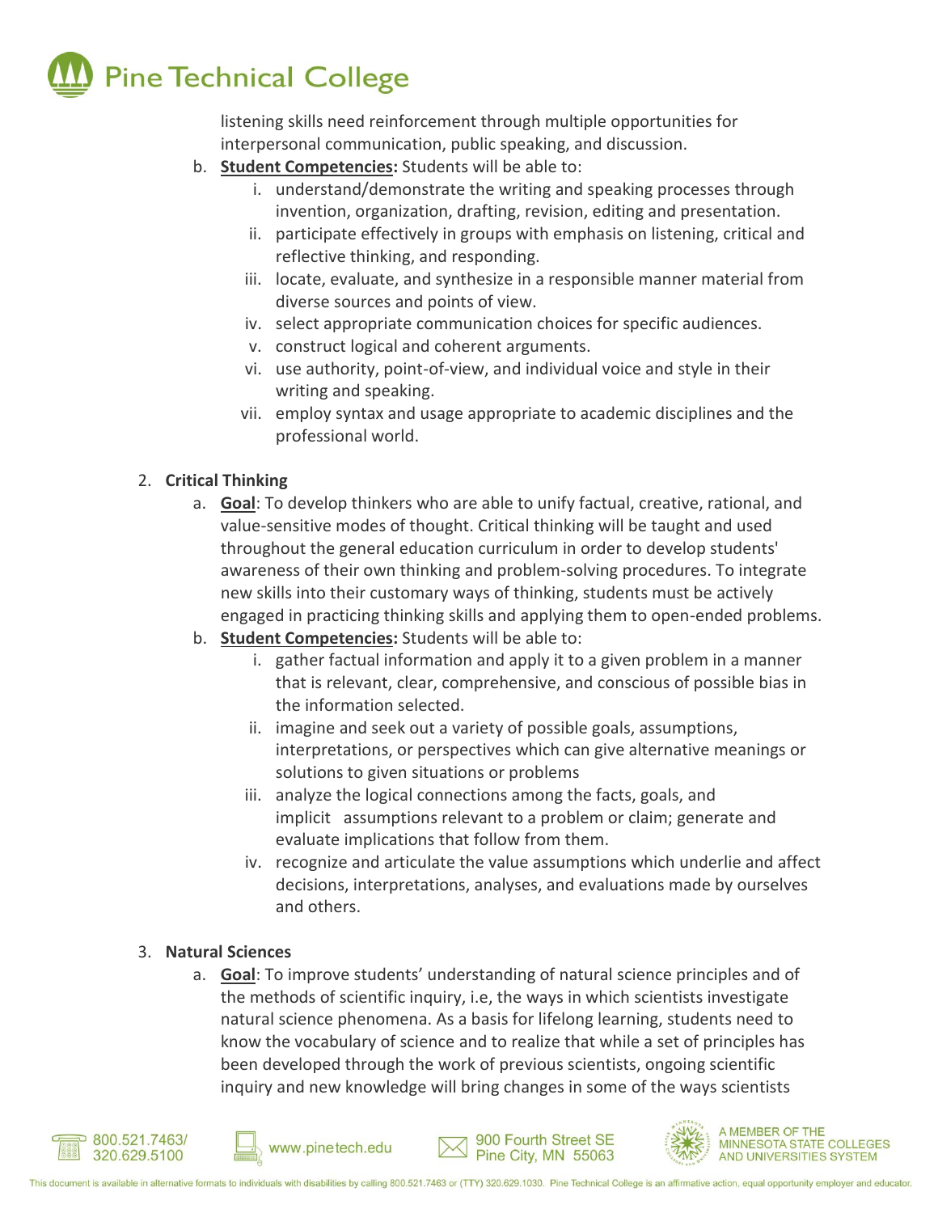listening skills need reinforcement through multiple opportunities for interpersonal communication, public speaking, and discussion.

b. **Student Competencies:** Students will be able to:
   i. understand/demonstrate the writing and speaking processes through invention, organization, drafting, revision, editing and presentation.
   ii. participate effectively in groups with emphasis on listening, critical and reflective thinking, and responding.
   iii. locate, evaluate, and synthesize in a responsible manner material from diverse sources and points of view.
   iv. select appropriate communication choices for specific audiences.
   v. construct logical and coherent arguments.
   vi. use authority, point-of-view, and individual voice and style in their writing and speaking.
   vii. employ syntax and usage appropriate to academic disciplines and the professional world.

2. **Critical Thinking**
   a. **Goal**: To develop thinkers who are able to unify factual, creative, rational, and value-sensitive modes of thought. Critical thinking will be taught and used throughout the general education curriculum in order to develop students' awareness of their own thinking and problem-solving procedures. To integrate new skills into their customary ways of thinking, students must be actively engaged in practicing thinking skills and applying them to open-ended problems.
   b. **Student Competencies:** Students will be able to:
      i. gather factual information and apply it to a given problem in a manner that is relevant, clear, comprehensive, and conscious of possible bias in the information selected.
      ii. imagine and seek out a variety of possible goals, assumptions, interpretations, or perspectives which can give alternative meanings or solutions to given situations or problems
      iii. analyze the logical connections among the facts, goals, and implicit assumptions relevant to a problem or claim; generate and evaluate implications that follow from them.
      iv. recognize and articulate the value assumptions which underlie and affect decisions, interpretations, analyses, and evaluations made by ourselves and others.

3. **Natural Sciences**
   a. **Goal**: To improve students' understanding of natural science principles and of the methods of scientific inquiry, i.e, the ways in which scientists investigate natural science phenomena. As a basis for lifelong learning, students need to know the vocabulary of science and to realize that while a set of principles has been developed through the work of previous scientists, ongoing scientific inquiry and new knowledge will bring changes in some of the ways scientists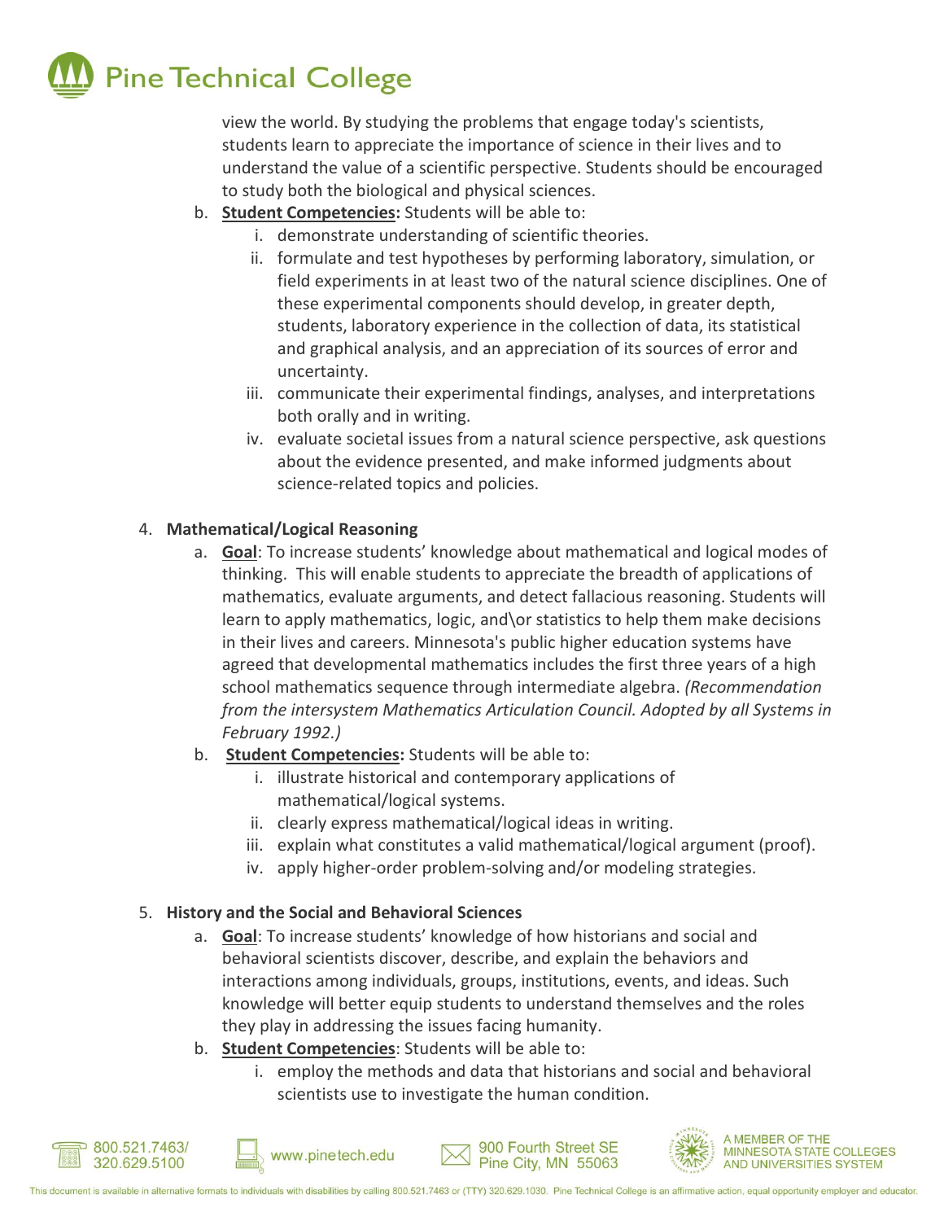view the world. By studying the problems that engage today's scientists, students learn to appreciate the importance of science in their lives and to understand the value of a scientific perspective. Students should be encouraged to study both the biological and physical sciences.

b. **Student Competencies:** Students will be able to:
    i. demonstrate understanding of scientific theories.
    ii. formulate and test hypotheses by performing laboratory, simulation, or field experiments in at least two of the natural science disciplines. One of these experimental components should develop, in greater depth, students, laboratory experience in the collection of data, its statistical and graphical analysis, and an appreciation of its sources of error and uncertainty.
    iii. communicate their experimental findings, analyses, and interpretations both orally and in writing.
    iv. evaluate societal issues from a natural science perspective, ask questions about the evidence presented, and make informed judgments about science-related topics and policies.

4. **Mathematical/Logical Reasoning**
    a. **Goal**: To increase students' knowledge about mathematical and logical modes of thinking. This will enable students to appreciate the breadth of applications of mathematics, evaluate arguments, and detect fallacious reasoning. Students will learn to apply mathematics, logic, and\or statistics to help them make decisions in their lives and careers. Minnesota's public higher education systems have agreed that developmental mathematics includes the first three years of a high school mathematics sequence through intermediate algebra. *(Recommendation from the intersystem Mathematics Articulation Council. Adopted by all Systems in February 1992.)*
    b. **Student Competencies:** Students will be able to:
        i. illustrate historical and contemporary applications of mathematical/logical systems.
        ii. clearly express mathematical/logical ideas in writing.
        iii. explain what constitutes a valid mathematical/logical argument (proof).
        iv. apply higher-order problem-solving and/or modeling strategies.

5. **History and the Social and Behavioral Sciences**
    a. **Goal**: To increase students' knowledge of how historians and social and behavioral scientists discover, describe, and explain the behaviors and interactions among individuals, groups, institutions, events, and ideas. Such knowledge will better equip students to understand themselves and the roles they play in addressing the issues facing humanity.
    b. **Student Competencies**: Students will be able to:
        i. employ the methods and data that historians and social and behavioral scientists use to investigate the human condition.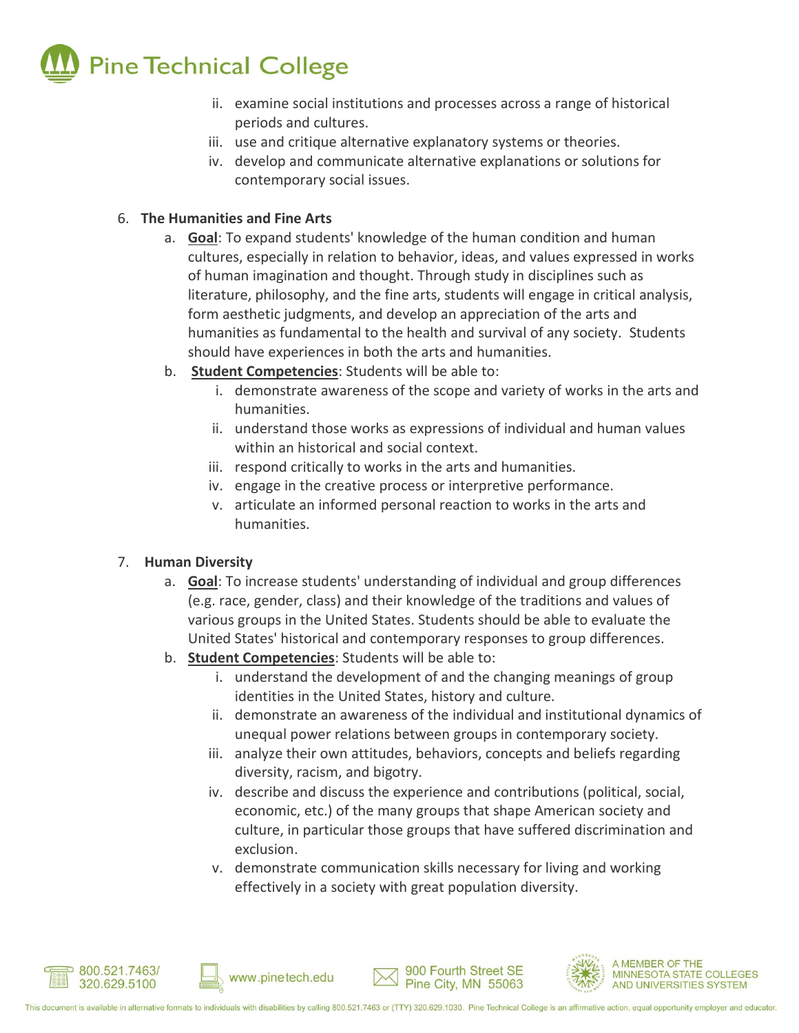ii. examine social institutions and processes across a range of historical periods and cultures.
   iii. use and critique alternative explanatory systems or theories.
   iv. develop and communicate alternative explanations or solutions for contemporary social issues.

6. **The Humanities and Fine Arts**
   a. **Goal**: To expand students' knowledge of the human condition and human cultures, especially in relation to behavior, ideas, and values expressed in works of human imagination and thought. Through study in disciplines such as literature, philosophy, and the fine arts, students will engage in critical analysis, form aesthetic judgments, and develop an appreciation of the arts and humanities as fundamental to the health and survival of any society. Students should have experiences in both the arts and humanities.
   b. **Student Competencies**: Students will be able to:
      i. demonstrate awareness of the scope and variety of works in the arts and humanities.
      ii. understand those works as expressions of individual and human values within an historical and social context.
      iii. respond critically to works in the arts and humanities.
      iv. engage in the creative process or interpretive performance.
      v. articulate an informed personal reaction to works in the arts and humanities.

7. **Human Diversity**
   a. **Goal**: To increase students' understanding of individual and group differences (e.g. race, gender, class) and their knowledge of the traditions and values of various groups in the United States. Students should be able to evaluate the United States' historical and contemporary responses to group differences.
   b. **Student Competencies**: Students will be able to:
      i. understand the development of and the changing meanings of group identities in the United States, history and culture.
      ii. demonstrate an awareness of the individual and institutional dynamics of unequal power relations between groups in contemporary society.
      iii. analyze their own attitudes, behaviors, concepts and beliefs regarding diversity, racism, and bigotry.
      iv. describe and discuss the experience and contributions (political, social, economic, etc.) of the many groups that shape American society and culture, in particular those groups that have suffered discrimination and exclusion.
      v. demonstrate communication skills necessary for living and working effectively in a society with great population diversity.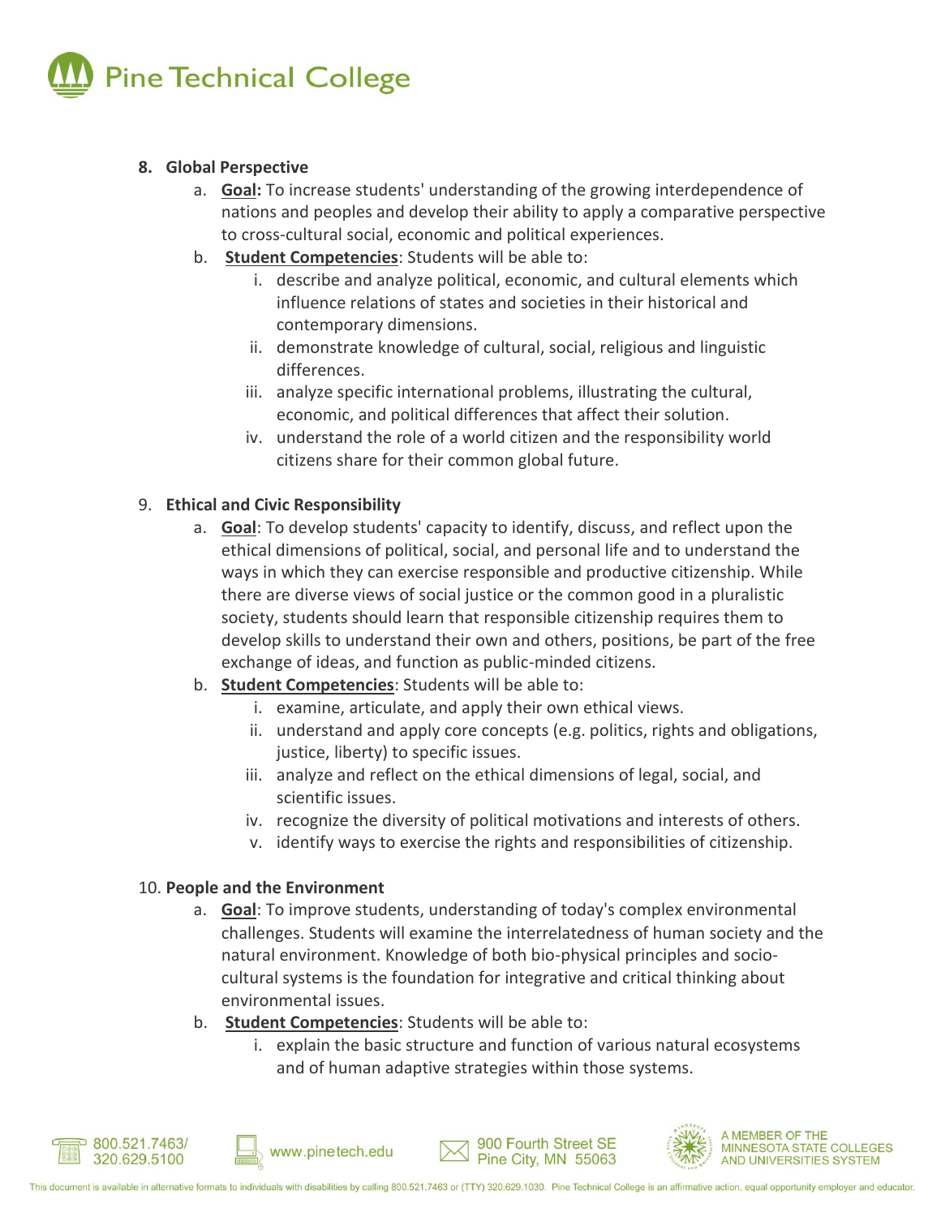8. **Global Perspective**
    a. **Goal:** To increase students' understanding of the growing interdependence of nations and peoples and develop their ability to apply a comparative perspective to cross-cultural social, economic and political experiences.
    b. **Student Competencies**: Students will be able to:
        i. describe and analyze political, economic, and cultural elements which influence relations of states and societies in their historical and contemporary dimensions.
        ii. demonstrate knowledge of cultural, social, religious and linguistic differences.
        iii. analyze specific international problems, illustrating the cultural, economic, and political differences that affect their solution.
        iv. understand the role of a world citizen and the responsibility world citizens share for their common global future.

9. **Ethical and Civic Responsibility**
    a. **Goal**: To develop students' capacity to identify, discuss, and reflect upon the ethical dimensions of political, social, and personal life and to understand the ways in which they can exercise responsible and productive citizenship. While there are diverse views of social justice or the common good in a pluralistic society, students should learn that responsible citizenship requires them to develop skills to understand their own and others, positions, be part of the free exchange of ideas, and function as public-minded citizens.
    b. **Student Competencies**: Students will be able to:
        i. examine, articulate, and apply their own ethical views.
        ii. understand and apply core concepts (e.g. politics, rights and obligations, justice, liberty) to specific issues.
        iii. analyze and reflect on the ethical dimensions of legal, social, and scientific issues.
        iv. recognize the diversity of political motivations and interests of others.
        v. identify ways to exercise the rights and responsibilities of citizenship.

10. **People and the Environment**
    a. **Goal**: To improve students, understanding of today's complex environmental challenges. Students will examine the interrelatedness of human society and the natural environment. Knowledge of both bio-physical principles and socio-cultural systems is the foundation for integrative and critical thinking about environmental issues.
    b. **Student Competencies**: Students will be able to:
        i. explain the basic structure and function of various natural ecosystems and of human adaptive strategies within those systems.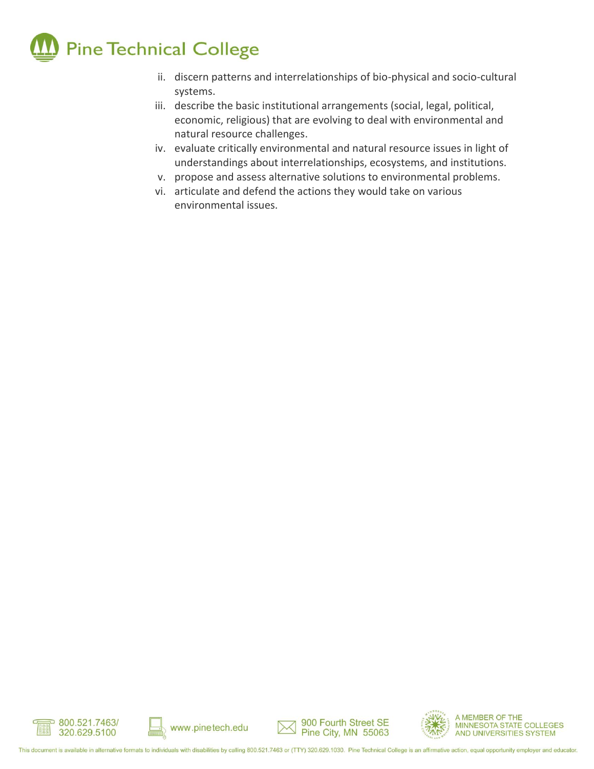ii. discern patterns and interrelationships of bio-physical and socio-cultural systems.
iii. describe the basic institutional arrangements (social, legal, political, economic, religious) that are evolving to deal with environmental and natural resource challenges.
iv. evaluate critically environmental and natural resource issues in light of understandings about interrelationships, ecosystems, and institutions.
v. propose and assess alternative solutions to environmental problems.
vi. articulate and defend the actions they would take on various environmental issues.